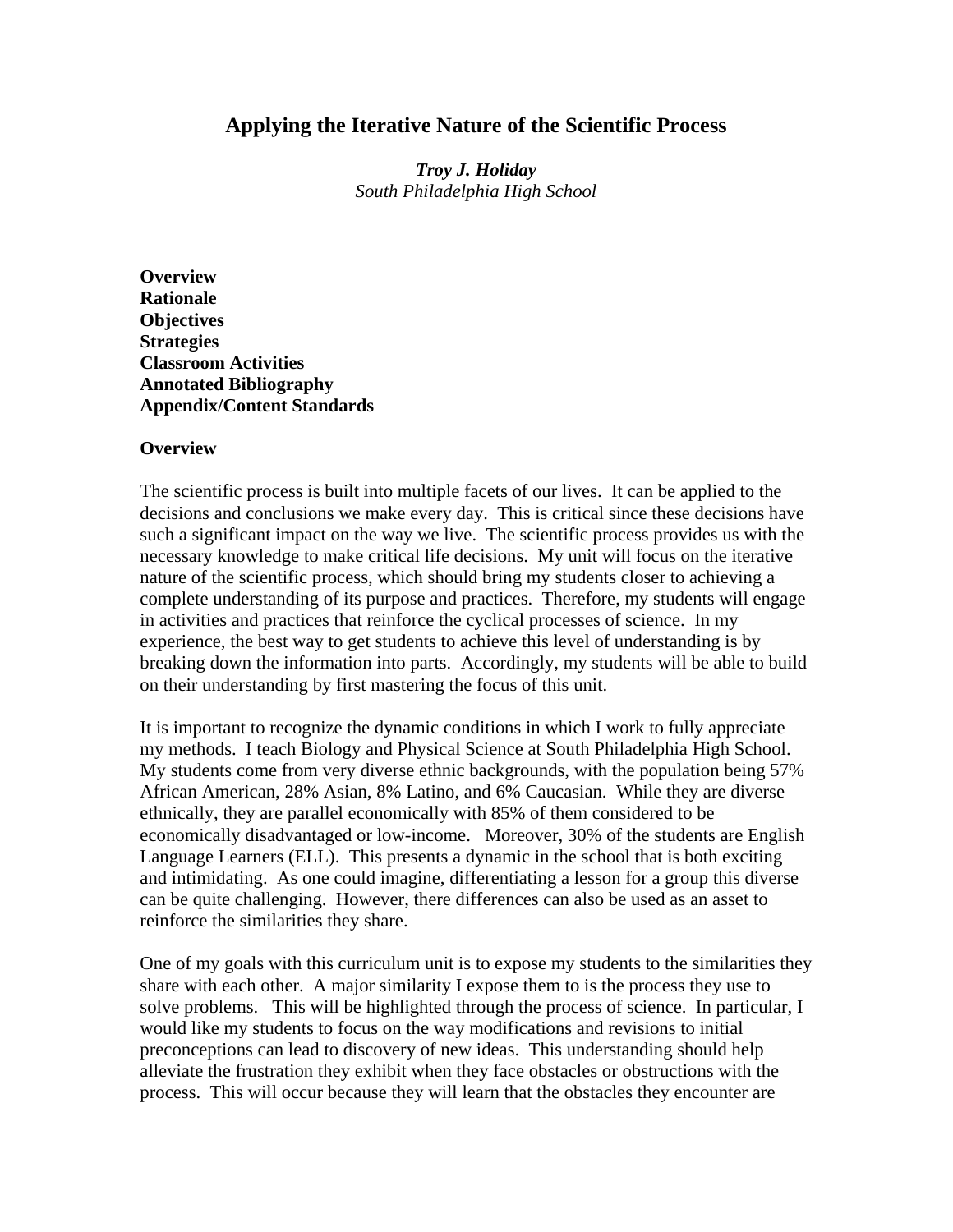# Applying the Iterative Nature of the Scientific Process

***Troy J. Holiday***
*South Philadelphia High School*

**Overview**
**Rationale**
**Objectives**
**Strategies**
**Classroom Activities**
**Annotated Bibliography**
**Appendix/Content Standards**

## Overview

The scientific process is built into multiple facets of our lives. It can be applied to the decisions and conclusions we make every day. This is critical since these decisions have such a significant impact on the way we live. The scientific process provides us with the necessary knowledge to make critical life decisions. My unit will focus on the iterative nature of the scientific process, which should bring my students closer to achieving a complete understanding of its purpose and practices. Therefore, my students will engage in activities and practices that reinforce the cyclical processes of science. In my experience, the best way to get students to achieve this level of understanding is by breaking down the information into parts. Accordingly, my students will be able to build on their understanding by first mastering the focus of this unit.

It is important to recognize the dynamic conditions in which I work to fully appreciate my methods. I teach Biology and Physical Science at South Philadelphia High School. My students come from very diverse ethnic backgrounds, with the population being 57% African American, 28% Asian, 8% Latino, and 6% Caucasian. While they are diverse ethnically, they are parallel economically with 85% of them considered to be economically disadvantaged or low-income. Moreover, 30% of the students are English Language Learners (ELL). This presents a dynamic in the school that is both exciting and intimidating. As one could imagine, differentiating a lesson for a group this diverse can be quite challenging. However, there differences can also be used as an asset to reinforce the similarities they share.

One of my goals with this curriculum unit is to expose my students to the similarities they share with each other. A major similarity I expose them to is the process they use to solve problems. This will be highlighted through the process of science. In particular, I would like my students to focus on the way modifications and revisions to initial preconceptions can lead to discovery of new ideas. This understanding should help alleviate the frustration they exhibit when they face obstacles or obstructions with the process. This will occur because they will learn that the obstacles they encounter are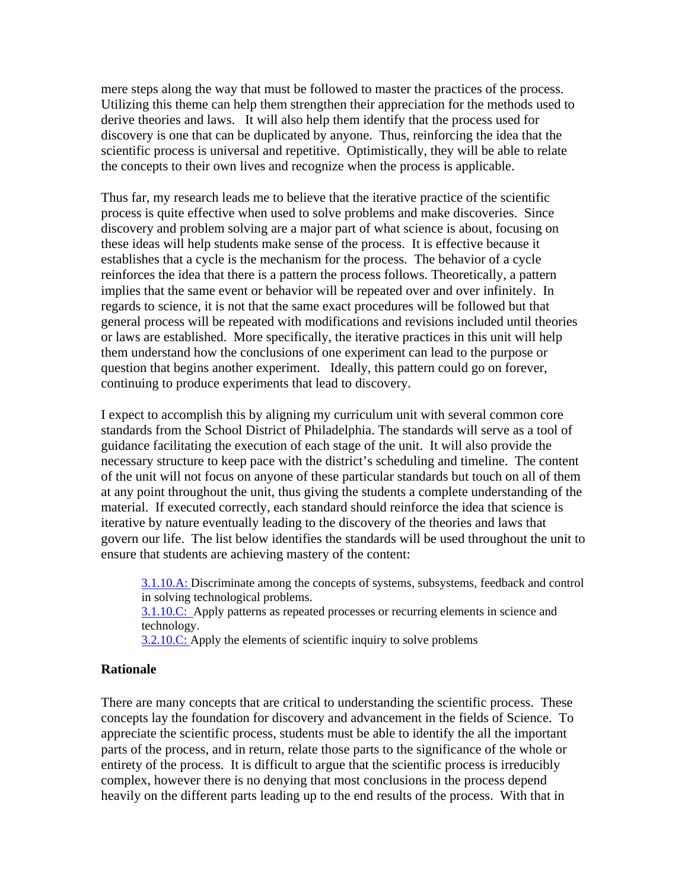mere steps along the way that must be followed to master the practices of the process. Utilizing this theme can help them strengthen their appreciation for the methods used to derive theories and laws. It will also help them identify that the process used for discovery is one that can be duplicated by anyone. Thus, reinforcing the idea that the scientific process is universal and repetitive. Optimistically, they will be able to relate the concepts to their own lives and recognize when the process is applicable.

Thus far, my research leads me to believe that the iterative practice of the scientific process is quite effective when used to solve problems and make discoveries. Since discovery and problem solving are a major part of what science is about, focusing on these ideas will help students make sense of the process. It is effective because it establishes that a cycle is the mechanism for the process. The behavior of a cycle reinforces the idea that there is a pattern the process follows. Theoretically, a pattern implies that the same event or behavior will be repeated over and over infinitely. In regards to science, it is not that the same exact procedures will be followed but that general process will be repeated with modifications and revisions included until theories or laws are established. More specifically, the iterative practices in this unit will help them understand how the conclusions of one experiment can lead to the purpose or question that begins another experiment. Ideally, this pattern could go on forever, continuing to produce experiments that lead to discovery.

I expect to accomplish this by aligning my curriculum unit with several common core standards from the School District of Philadelphia. The standards will serve as a tool of guidance facilitating the execution of each stage of the unit. It will also provide the necessary structure to keep pace with the district's scheduling and timeline. The content of the unit will not focus on anyone of these particular standards but touch on all of them at any point throughout the unit, thus giving the students a complete understanding of the material. If executed correctly, each standard should reinforce the idea that science is iterative by nature eventually leading to the discovery of the theories and laws that govern our life. The list below identifies the standards will be used throughout the unit to ensure that students are achieving mastery of the content:

> 3.1.10.A: Discriminate among the concepts of systems, subsystems, feedback and control in solving technological problems.
> 3.1.10.C: Apply patterns as repeated processes or recurring elements in science and technology.
> 3.2.10.C: Apply the elements of scientific inquiry to solve problems

**Rationale**

There are many concepts that are critical to understanding the scientific process. These concepts lay the foundation for discovery and advancement in the fields of Science. To appreciate the scientific process, students must be able to identify the all the important parts of the process, and in return, relate those parts to the significance of the whole or entirety of the process. It is difficult to argue that the scientific process is irreducibly complex, however there is no denying that most conclusions in the process depend heavily on the different parts leading up to the end results of the process. With that in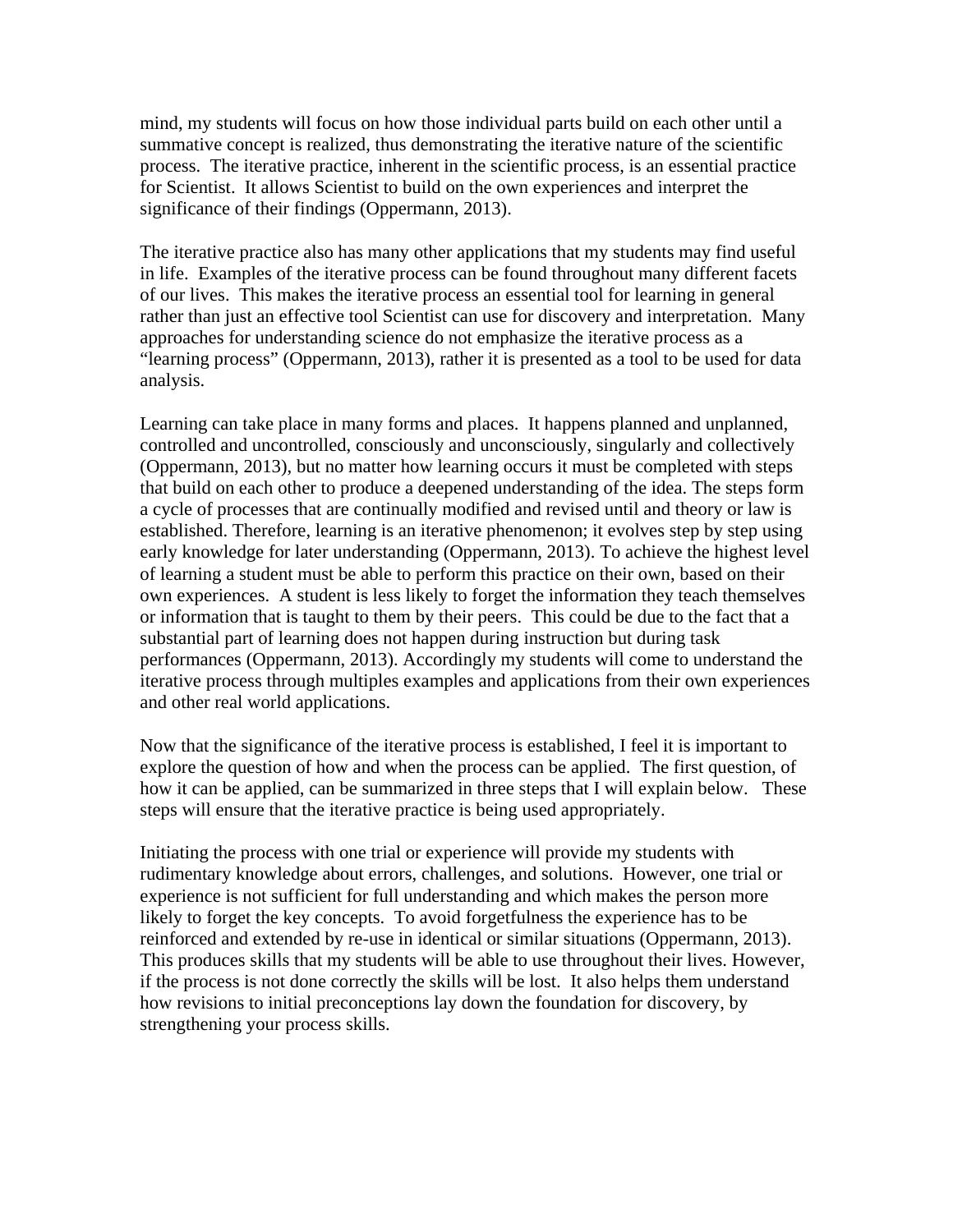mind, my students will focus on how those individual parts build on each other until a summative concept is realized, thus demonstrating the iterative nature of the scientific process. The iterative practice, inherent in the scientific process, is an essential practice for Scientist. It allows Scientist to build on the own experiences and interpret the significance of their findings (Oppermann, 2013).

The iterative practice also has many other applications that my students may find useful in life. Examples of the iterative process can be found throughout many different facets of our lives. This makes the iterative process an essential tool for learning in general rather than just an effective tool Scientist can use for discovery and interpretation. Many approaches for understanding science do not emphasize the iterative process as a "learning process" (Oppermann, 2013), rather it is presented as a tool to be used for data analysis.

Learning can take place in many forms and places. It happens planned and unplanned, controlled and uncontrolled, consciously and unconsciously, singularly and collectively (Oppermann, 2013), but no matter how learning occurs it must be completed with steps that build on each other to produce a deepened understanding of the idea. The steps form a cycle of processes that are continually modified and revised until and theory or law is established. Therefore, learning is an iterative phenomenon; it evolves step by step using early knowledge for later understanding (Oppermann, 2013). To achieve the highest level of learning a student must be able to perform this practice on their own, based on their own experiences. A student is less likely to forget the information they teach themselves or information that is taught to them by their peers. This could be due to the fact that a substantial part of learning does not happen during instruction but during task performances (Oppermann, 2013). Accordingly my students will come to understand the iterative process through multiples examples and applications from their own experiences and other real world applications.

Now that the significance of the iterative process is established, I feel it is important to explore the question of how and when the process can be applied. The first question, of how it can be applied, can be summarized in three steps that I will explain below. These steps will ensure that the iterative practice is being used appropriately.

Initiating the process with one trial or experience will provide my students with rudimentary knowledge about errors, challenges, and solutions. However, one trial or experience is not sufficient for full understanding and which makes the person more likely to forget the key concepts. To avoid forgetfulness the experience has to be reinforced and extended by re-use in identical or similar situations (Oppermann, 2013). This produces skills that my students will be able to use throughout their lives. However, if the process is not done correctly the skills will be lost. It also helps them understand how revisions to initial preconceptions lay down the foundation for discovery, by strengthening your process skills.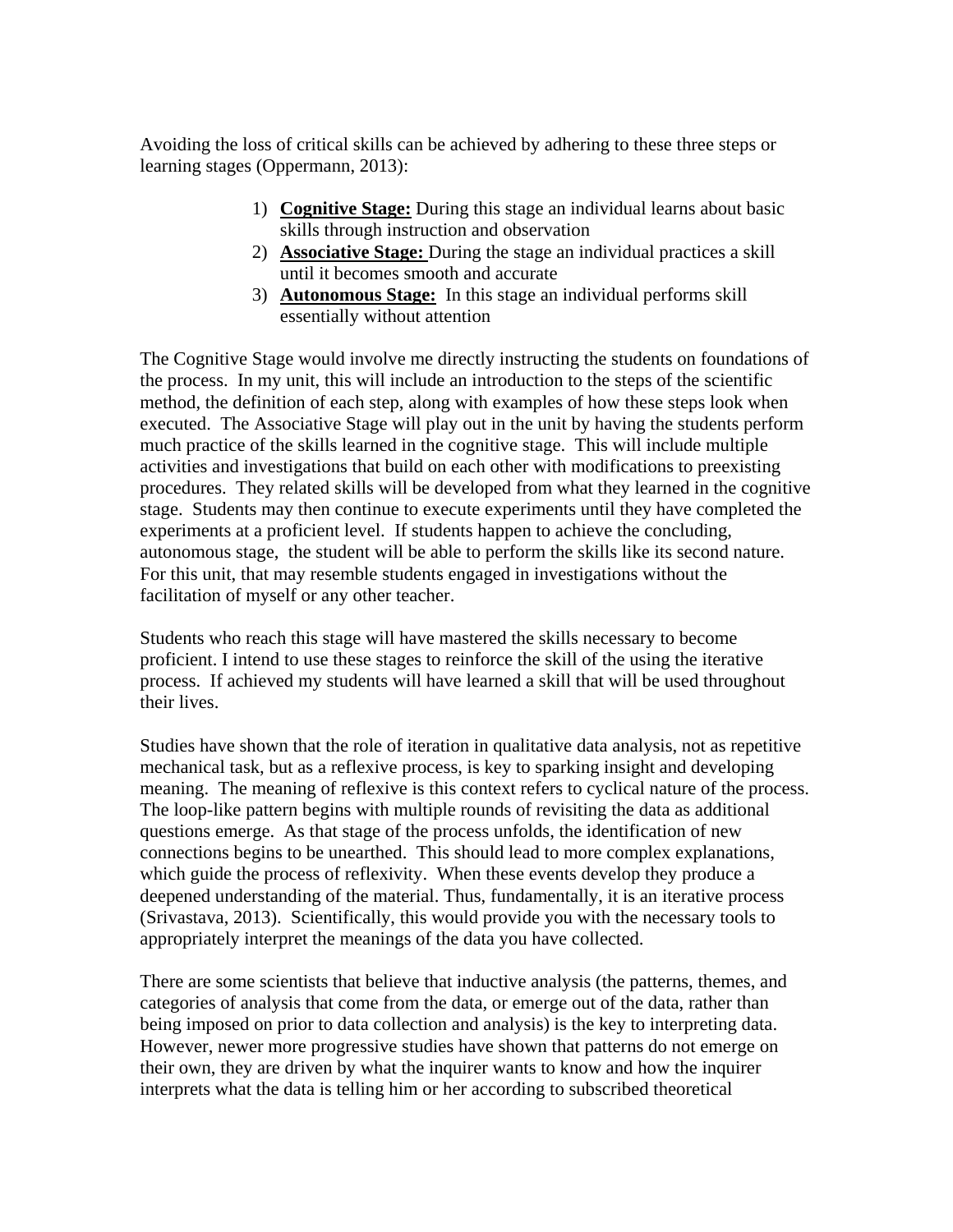Avoiding the loss of critical skills can be achieved by adhering to these three steps or learning stages (Oppermann, 2013):

1) **Cognitive Stage:** During this stage an individual learns about basic skills through instruction and observation
2) **Associative Stage:** During the stage an individual practices a skill until it becomes smooth and accurate
3) **Autonomous Stage:** In this stage an individual performs skill essentially without attention

The Cognitive Stage would involve me directly instructing the students on foundations of the process. In my unit, this will include an introduction to the steps of the scientific method, the definition of each step, along with examples of how these steps look when executed. The Associative Stage will play out in the unit by having the students perform much practice of the skills learned in the cognitive stage. This will include multiple activities and investigations that build on each other with modifications to preexisting procedures. They related skills will be developed from what they learned in the cognitive stage. Students may then continue to execute experiments until they have completed the experiments at a proficient level. If students happen to achieve the concluding, autonomous stage, the student will be able to perform the skills like its second nature. For this unit, that may resemble students engaged in investigations without the facilitation of myself or any other teacher.

Students who reach this stage will have mastered the skills necessary to become proficient. I intend to use these stages to reinforce the skill of the using the iterative process. If achieved my students will have learned a skill that will be used throughout their lives.

Studies have shown that the role of iteration in qualitative data analysis, not as repetitive mechanical task, but as a reflexive process, is key to sparking insight and developing meaning. The meaning of reflexive is this context refers to cyclical nature of the process. The loop-like pattern begins with multiple rounds of revisiting the data as additional questions emerge. As that stage of the process unfolds, the identification of new connections begins to be unearthed. This should lead to more complex explanations, which guide the process of reflexivity. When these events develop they produce a deepened understanding of the material. Thus, fundamentally, it is an iterative process (Srivastava, 2013). Scientifically, this would provide you with the necessary tools to appropriately interpret the meanings of the data you have collected.

There are some scientists that believe that inductive analysis (the patterns, themes, and categories of analysis that come from the data, or emerge out of the data, rather than being imposed on prior to data collection and analysis) is the key to interpreting data. However, newer more progressive studies have shown that patterns do not emerge on their own, they are driven by what the inquirer wants to know and how the inquirer interprets what the data is telling him or her according to subscribed theoretical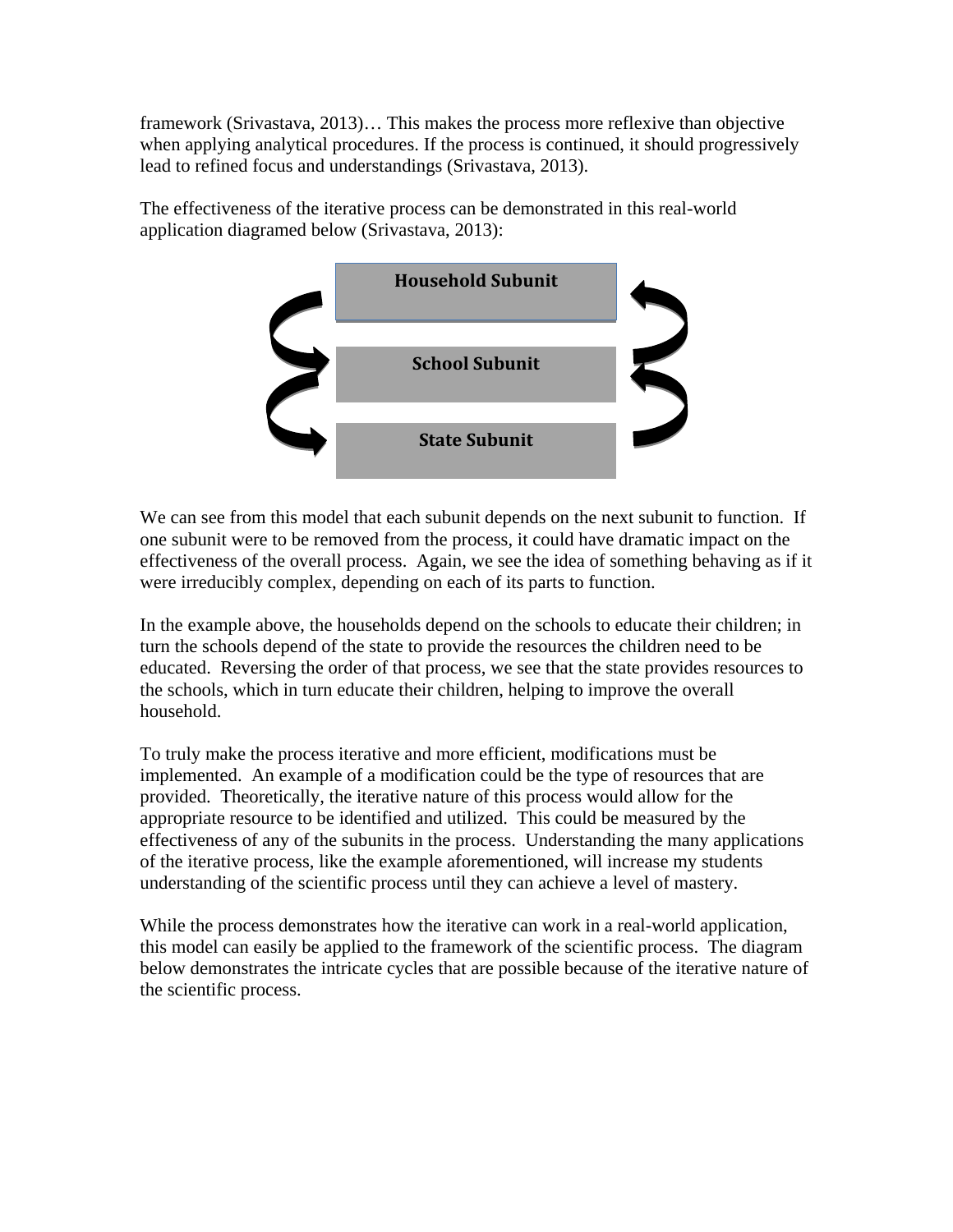framework (Srivastava, 2013)… This makes the process more reflexive than objective when applying analytical procedures. If the process is continued, it should progressively lead to refined focus and understandings (Srivastava, 2013).

The effectiveness of the iterative process can be demonstrated in this real-world application diagramed below (Srivastava, 2013):

**Household Subunit**

**School Subunit**

**State Subunit**

We can see from this model that each subunit depends on the next subunit to function. If one subunit were to be removed from the process, it could have dramatic impact on the effectiveness of the overall process. Again, we see the idea of something behaving as if it were irreducibly complex, depending on each of its parts to function.

In the example above, the households depend on the schools to educate their children; in turn the schools depend of the state to provide the resources the children need to be educated. Reversing the order of that process, we see that the state provides resources to the schools, which in turn educate their children, helping to improve the overall household.

To truly make the process iterative and more efficient, modifications must be implemented. An example of a modification could be the type of resources that are provided. Theoretically, the iterative nature of this process would allow for the appropriate resource to be identified and utilized. This could be measured by the effectiveness of any of the subunits in the process. Understanding the many applications of the iterative process, like the example aforementioned, will increase my students understanding of the scientific process until they can achieve a level of mastery.

While the process demonstrates how the iterative can work in a real-world application, this model can easily be applied to the framework of the scientific process. The diagram below demonstrates the intricate cycles that are possible because of the iterative nature of the scientific process.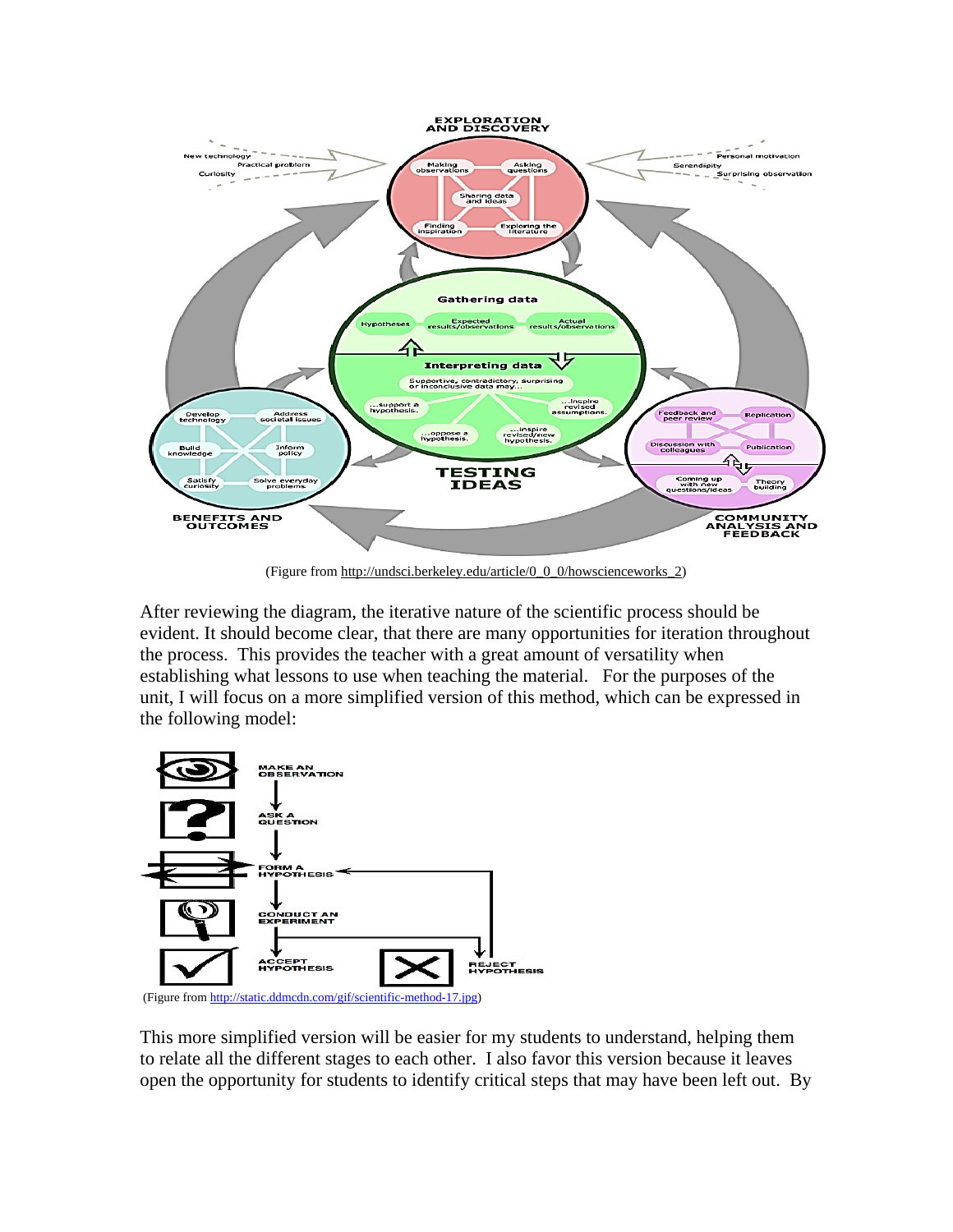(Figure from http://undsci.berkeley.edu/article/0_0_0/howscienceworks_2)

After reviewing the diagram, the iterative nature of the scientific process should be evident. It should become clear, that there are many opportunities for iteration throughout the process. This provides the teacher with a great amount of versatility when establishing what lessons to use when teaching the material. For the purposes of the unit, I will focus on a more simplified version of this method, which can be expressed in the following model:

(Figure from http://static.ddmcdn.com/gif/scientific-method-17.jpg)

This more simplified version will be easier for my students to understand, helping them to relate all the different stages to each other. I also favor this version because it leaves open the opportunity for students to identify critical steps that may have been left out. By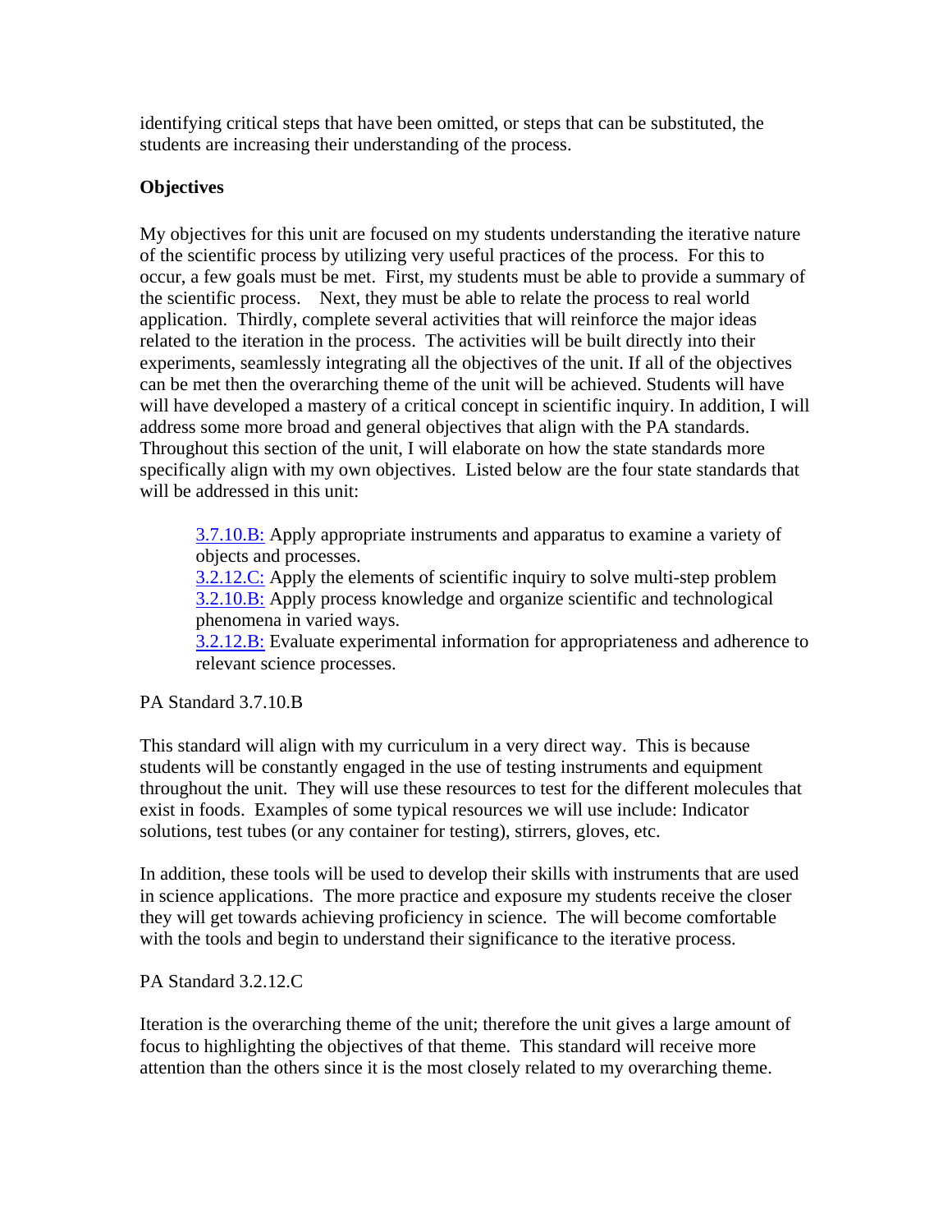identifying critical steps that have been omitted, or steps that can be substituted, the students are increasing their understanding of the process.

**Objectives**

My objectives for this unit are focused on my students understanding the iterative nature of the scientific process by utilizing very useful practices of the process. For this to occur, a few goals must be met. First, my students must be able to provide a summary of the scientific process. Next, they must be able to relate the process to real world application. Thirdly, complete several activities that will reinforce the major ideas related to the iteration in the process. The activities will be built directly into their experiments, seamlessly integrating all the objectives of the unit. If all of the objectives can be met then the overarching theme of the unit will be achieved. Students will have will have developed a mastery of a critical concept in scientific inquiry. In addition, I will address some more broad and general objectives that align with the PA standards. Throughout this section of the unit, I will elaborate on how the state standards more specifically align with my own objectives. Listed below are the four state standards that will be addressed in this unit:

> 3.7.10.B: Apply appropriate instruments and apparatus to examine a variety of objects and processes.
> 3.2.12.C: Apply the elements of scientific inquiry to solve multi-step problem
> 3.2.10.B: Apply process knowledge and organize scientific and technological phenomena in varied ways.
> 3.2.12.B: Evaluate experimental information for appropriateness and adherence to relevant science processes.

PA Standard 3.7.10.B

This standard will align with my curriculum in a very direct way. This is because students will be constantly engaged in the use of testing instruments and equipment throughout the unit. They will use these resources to test for the different molecules that exist in foods. Examples of some typical resources we will use include: Indicator solutions, test tubes (or any container for testing), stirrers, gloves, etc.

In addition, these tools will be used to develop their skills with instruments that are used in science applications. The more practice and exposure my students receive the closer they will get towards achieving proficiency in science. The will become comfortable with the tools and begin to understand their significance to the iterative process.

PA Standard 3.2.12.C

Iteration is the overarching theme of the unit; therefore the unit gives a large amount of focus to highlighting the objectives of that theme. This standard will receive more attention than the others since it is the most closely related to my overarching theme.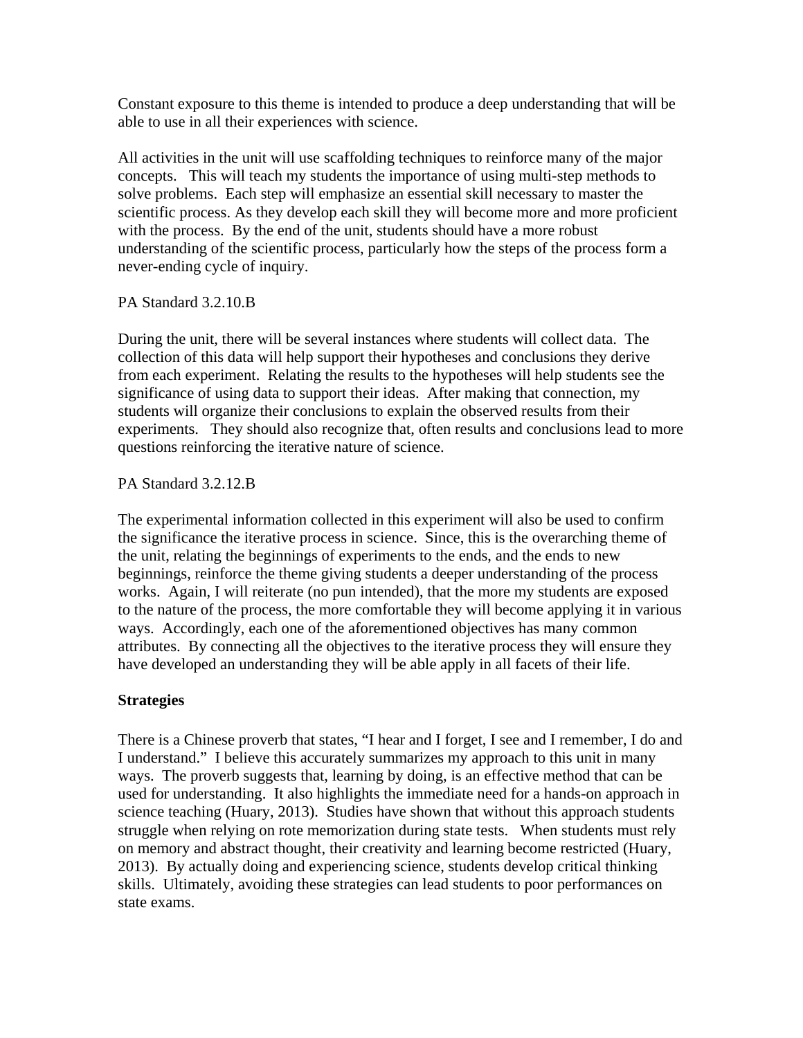Constant exposure to this theme is intended to produce a deep understanding that will be able to use in all their experiences with science.

All activities in the unit will use scaffolding techniques to reinforce many of the major concepts. This will teach my students the importance of using multi-step methods to solve problems. Each step will emphasize an essential skill necessary to master the scientific process. As they develop each skill they will become more and more proficient with the process. By the end of the unit, students should have a more robust understanding of the scientific process, particularly how the steps of the process form a never-ending cycle of inquiry.

PA Standard 3.2.10.B

During the unit, there will be several instances where students will collect data. The collection of this data will help support their hypotheses and conclusions they derive from each experiment. Relating the results to the hypotheses will help students see the significance of using data to support their ideas. After making that connection, my students will organize their conclusions to explain the observed results from their experiments. They should also recognize that, often results and conclusions lead to more questions reinforcing the iterative nature of science.

PA Standard 3.2.12.B

The experimental information collected in this experiment will also be used to confirm the significance the iterative process in science. Since, this is the overarching theme of the unit, relating the beginnings of experiments to the ends, and the ends to new beginnings, reinforce the theme giving students a deeper understanding of the process works. Again, I will reiterate (no pun intended), that the more my students are exposed to the nature of the process, the more comfortable they will become applying it in various ways. Accordingly, each one of the aforementioned objectives has many common attributes. By connecting all the objectives to the iterative process they will ensure they have developed an understanding they will be able apply in all facets of their life.

**Strategies**

There is a Chinese proverb that states, “I hear and I forget, I see and I remember, I do and I understand.” I believe this accurately summarizes my approach to this unit in many ways. The proverb suggests that, learning by doing, is an effective method that can be used for understanding. It also highlights the immediate need for a hands-on approach in science teaching (Huary, 2013). Studies have shown that without this approach students struggle when relying on rote memorization during state tests. When students must rely on memory and abstract thought, their creativity and learning become restricted (Huary, 2013). By actually doing and experiencing science, students develop critical thinking skills. Ultimately, avoiding these strategies can lead students to poor performances on state exams.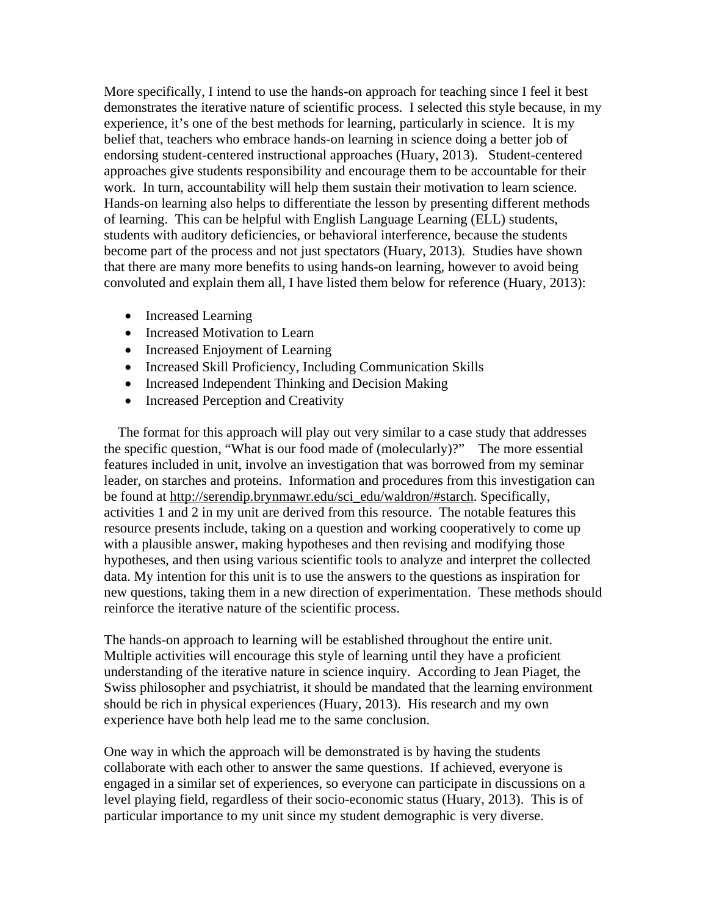More specifically, I intend to use the hands-on approach for teaching since I feel it best demonstrates the iterative nature of scientific process. I selected this style because, in my experience, it's one of the best methods for learning, particularly in science. It is my belief that, teachers who embrace hands-on learning in science doing a better job of endorsing student-centered instructional approaches (Huary, 2013). Student-centered approaches give students responsibility and encourage them to be accountable for their work. In turn, accountability will help them sustain their motivation to learn science. Hands-on learning also helps to differentiate the lesson by presenting different methods of learning. This can be helpful with English Language Learning (ELL) students, students with auditory deficiencies, or behavioral interference, because the students become part of the process and not just spectators (Huary, 2013). Studies have shown that there are many more benefits to using hands-on learning, however to avoid being convoluted and explain them all, I have listed them below for reference (Huary, 2013):

- Increased Learning
- Increased Motivation to Learn
- Increased Enjoyment of Learning
- Increased Skill Proficiency, Including Communication Skills
- Increased Independent Thinking and Decision Making
- Increased Perception and Creativity

The format for this approach will play out very similar to a case study that addresses the specific question, "What is our food made of (molecularly)?" The more essential features included in unit, involve an investigation that was borrowed from my seminar leader, on starches and proteins. Information and procedures from this investigation can be found at http://serendip.brynmawr.edu/sci_edu/waldron/#starch. Specifically, activities 1 and 2 in my unit are derived from this resource. The notable features this resource presents include, taking on a question and working cooperatively to come up with a plausible answer, making hypotheses and then revising and modifying those hypotheses, and then using various scientific tools to analyze and interpret the collected data. My intention for this unit is to use the answers to the questions as inspiration for new questions, taking them in a new direction of experimentation. These methods should reinforce the iterative nature of the scientific process.

The hands-on approach to learning will be established throughout the entire unit. Multiple activities will encourage this style of learning until they have a proficient understanding of the iterative nature in science inquiry. According to Jean Piaget, the Swiss philosopher and psychiatrist, it should be mandated that the learning environment should be rich in physical experiences (Huary, 2013). His research and my own experience have both help lead me to the same conclusion.

One way in which the approach will be demonstrated is by having the students collaborate with each other to answer the same questions. If achieved, everyone is engaged in a similar set of experiences, so everyone can participate in discussions on a level playing field, regardless of their socio-economic status (Huary, 2013). This is of particular importance to my unit since my student demographic is very diverse.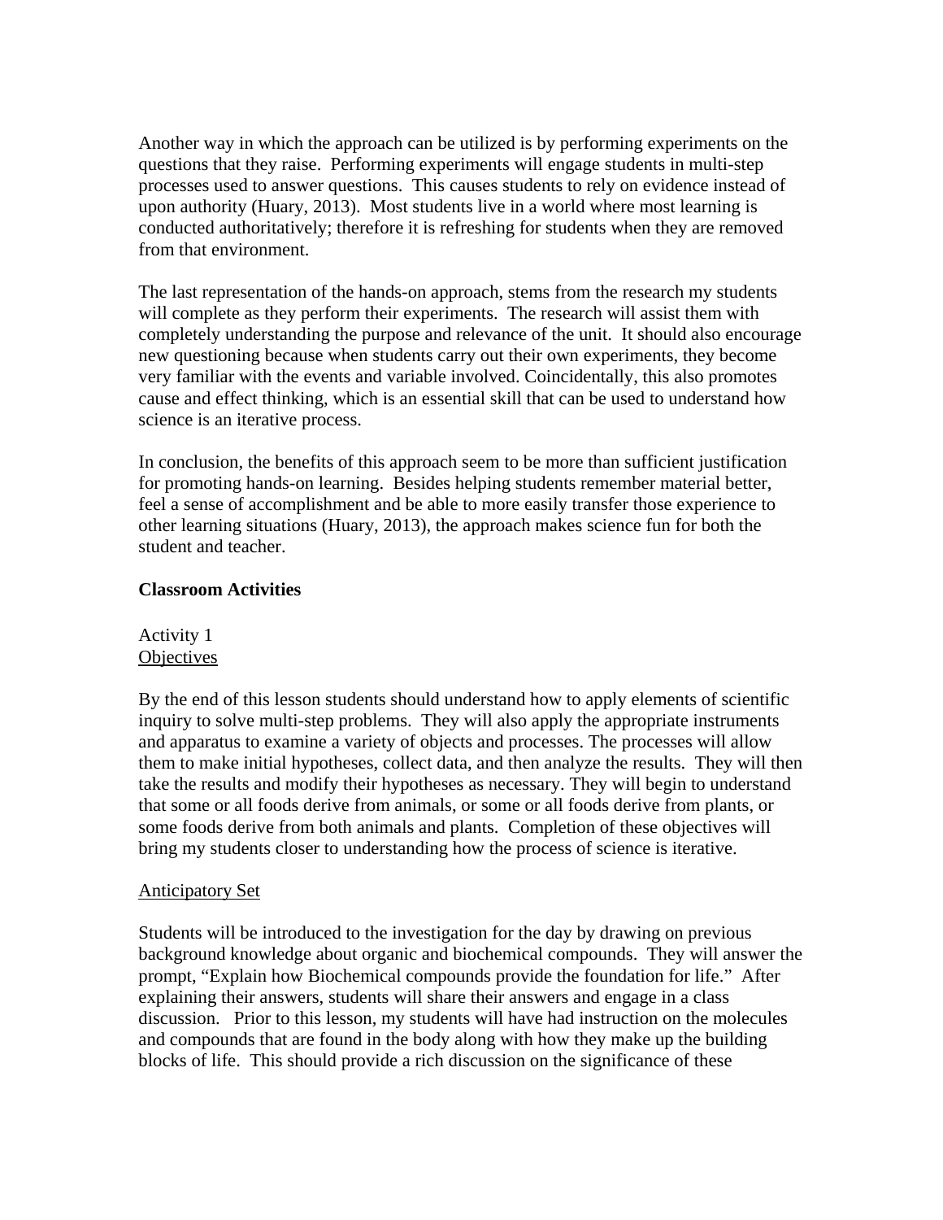Another way in which the approach can be utilized is by performing experiments on the questions that they raise. Performing experiments will engage students in multi-step processes used to answer questions. This causes students to rely on evidence instead of upon authority (Huary, 2013). Most students live in a world where most learning is conducted authoritatively; therefore it is refreshing for students when they are removed from that environment.

The last representation of the hands-on approach, stems from the research my students will complete as they perform their experiments. The research will assist them with completely understanding the purpose and relevance of the unit. It should also encourage new questioning because when students carry out their own experiments, they become very familiar with the events and variable involved. Coincidentally, this also promotes cause and effect thinking, which is an essential skill that can be used to understand how science is an iterative process.

In conclusion, the benefits of this approach seem to be more than sufficient justification for promoting hands-on learning. Besides helping students remember material better, feel a sense of accomplishment and be able to more easily transfer those experience to other learning situations (Huary, 2013), the approach makes science fun for both the student and teacher.

## Classroom Activities

Activity 1

Objectives

By the end of this lesson students should understand how to apply elements of scientific inquiry to solve multi-step problems. They will also apply the appropriate instruments and apparatus to examine a variety of objects and processes. The processes will allow them to make initial hypotheses, collect data, and then analyze the results. They will then take the results and modify their hypotheses as necessary. They will begin to understand that some or all foods derive from animals, or some or all foods derive from plants, or some foods derive from both animals and plants. Completion of these objectives will bring my students closer to understanding how the process of science is iterative.

Anticipatory Set

Students will be introduced to the investigation for the day by drawing on previous background knowledge about organic and biochemical compounds. They will answer the prompt, "Explain how Biochemical compounds provide the foundation for life." After explaining their answers, students will share their answers and engage in a class discussion. Prior to this lesson, my students will have had instruction on the molecules and compounds that are found in the body along with how they make up the building blocks of life. This should provide a rich discussion on the significance of these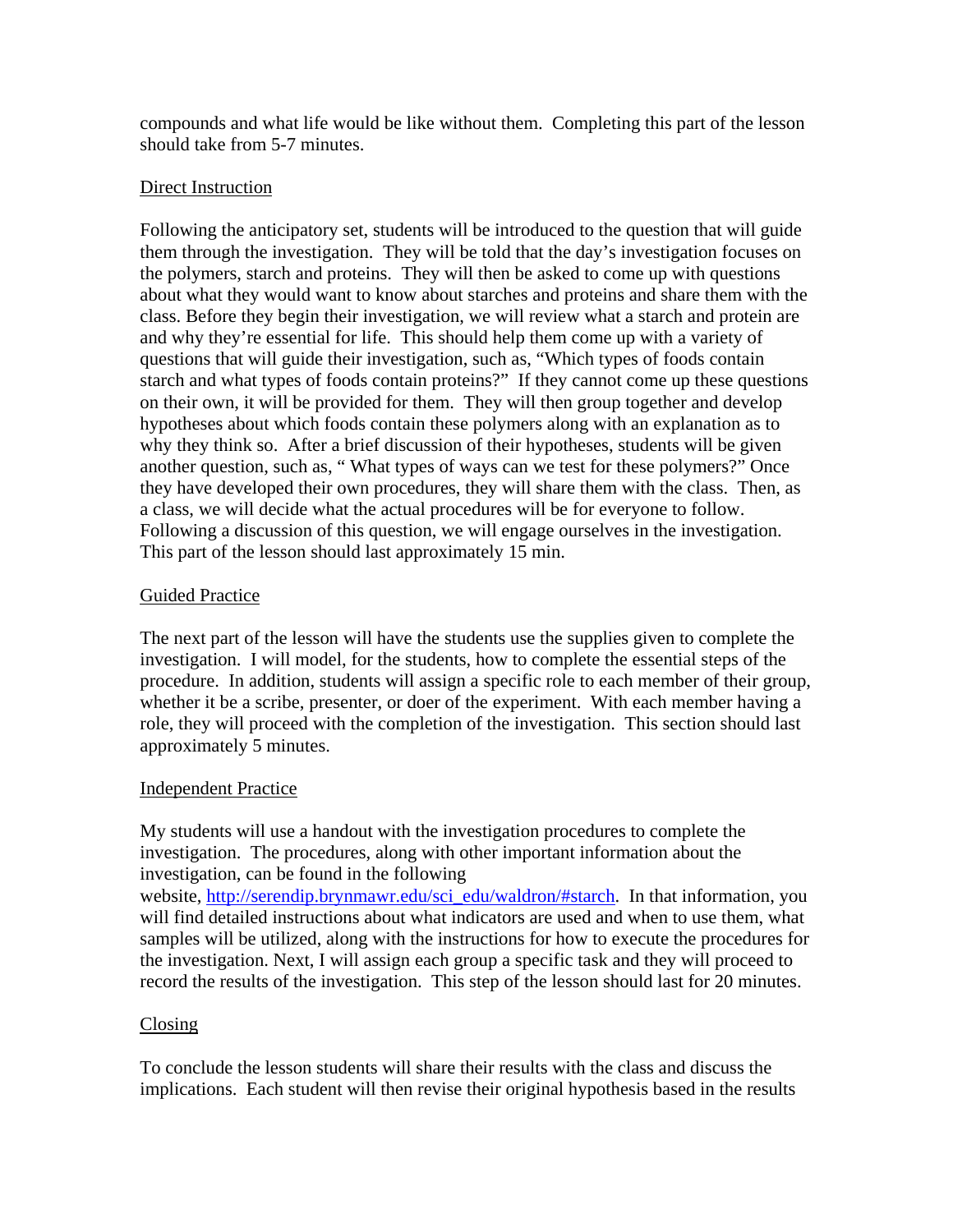compounds and what life would be like without them. Completing this part of the lesson should take from 5-7 minutes.

## Direct Instruction

Following the anticipatory set, students will be introduced to the question that will guide them through the investigation. They will be told that the day's investigation focuses on the polymers, starch and proteins. They will then be asked to come up with questions about what they would want to know about starches and proteins and share them with the class. Before they begin their investigation, we will review what a starch and protein are and why they're essential for life. This should help them come up with a variety of questions that will guide their investigation, such as, "Which types of foods contain starch and what types of foods contain proteins?" If they cannot come up these questions on their own, it will be provided for them. They will then group together and develop hypotheses about which foods contain these polymers along with an explanation as to why they think so. After a brief discussion of their hypotheses, students will be given another question, such as, " What types of ways can we test for these polymers?" Once they have developed their own procedures, they will share them with the class. Then, as a class, we will decide what the actual procedures will be for everyone to follow. Following a discussion of this question, we will engage ourselves in the investigation. This part of the lesson should last approximately 15 min.

## Guided Practice

The next part of the lesson will have the students use the supplies given to complete the investigation. I will model, for the students, how to complete the essential steps of the procedure. In addition, students will assign a specific role to each member of their group, whether it be a scribe, presenter, or doer of the experiment. With each member having a role, they will proceed with the completion of the investigation. This section should last approximately 5 minutes.

## Independent Practice

My students will use a handout with the investigation procedures to complete the investigation. The procedures, along with other important information about the investigation, can be found in the following website, [http://serendip.brynmawr.edu/sci_edu/waldron/#starch](http://serendip.brynmawr.edu/sci_edu/waldron/#starch). In that information, you will find detailed instructions about what indicators are used and when to use them, what samples will be utilized, along with the instructions for how to execute the procedures for the investigation. Next, I will assign each group a specific task and they will proceed to record the results of the investigation. This step of the lesson should last for 20 minutes.

## Closing

To conclude the lesson students will share their results with the class and discuss the implications. Each student will then revise their original hypothesis based in the results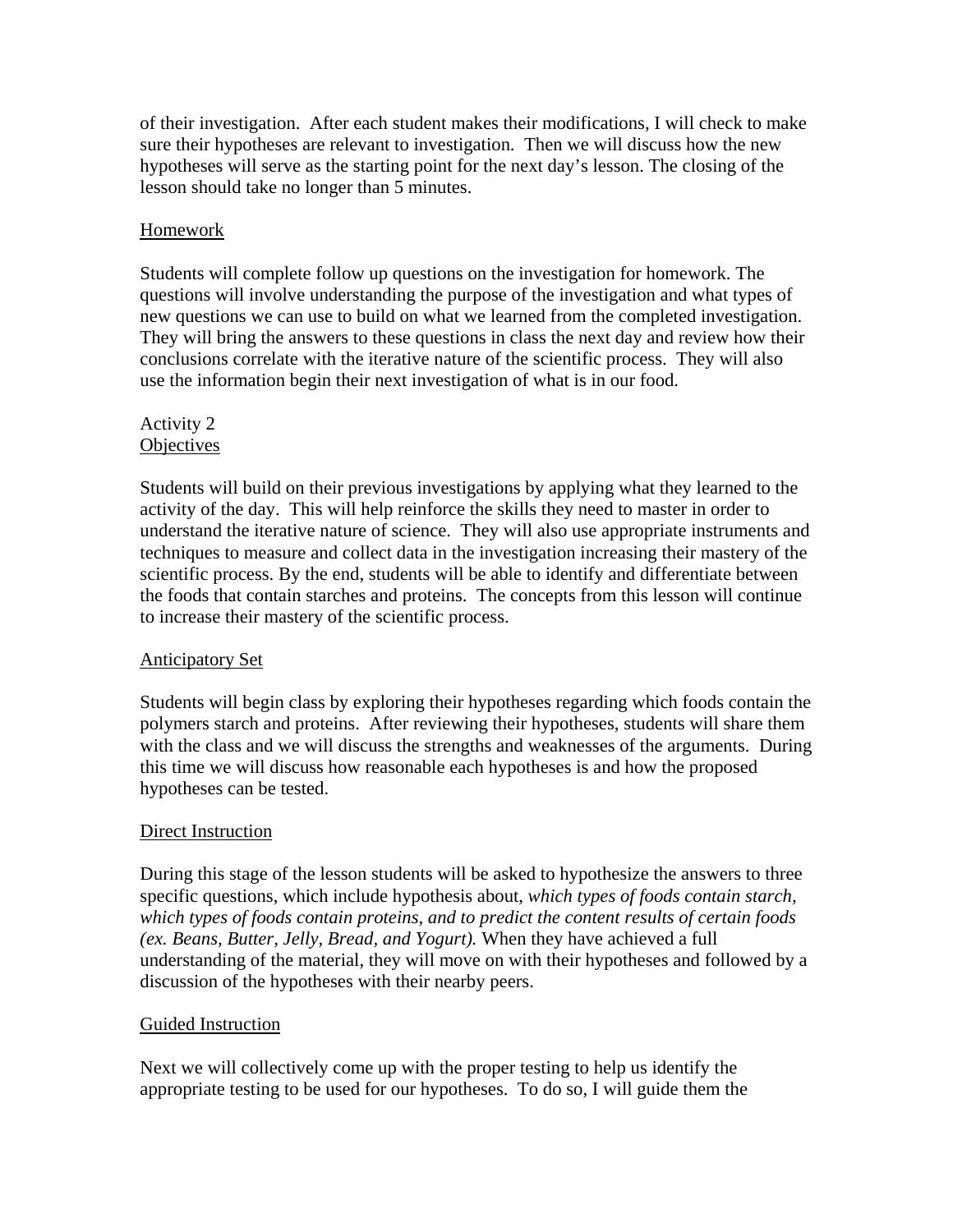of their investigation. After each student makes their modifications, I will check to make sure their hypotheses are relevant to investigation. Then we will discuss how the new hypotheses will serve as the starting point for the next day's lesson. The closing of the lesson should take no longer than 5 minutes.

Homework

Students will complete follow up questions on the investigation for homework. The questions will involve understanding the purpose of the investigation and what types of new questions we can use to build on what we learned from the completed investigation. They will bring the answers to these questions in class the next day and review how their conclusions correlate with the iterative nature of the scientific process. They will also use the information begin their next investigation of what is in our food.

Activity 2
Objectives

Students will build on their previous investigations by applying what they learned to the activity of the day. This will help reinforce the skills they need to master in order to understand the iterative nature of science. They will also use appropriate instruments and techniques to measure and collect data in the investigation increasing their mastery of the scientific process. By the end, students will be able to identify and differentiate between the foods that contain starches and proteins. The concepts from this lesson will continue to increase their mastery of the scientific process.

Anticipatory Set

Students will begin class by exploring their hypotheses regarding which foods contain the polymers starch and proteins. After reviewing their hypotheses, students will share them with the class and we will discuss the strengths and weaknesses of the arguments. During this time we will discuss how reasonable each hypotheses is and how the proposed hypotheses can be tested.

Direct Instruction

During this stage of the lesson students will be asked to hypothesize the answers to three specific questions, which include hypothesis about, *which types of foods contain starch, which types of foods contain proteins, and to predict the content results of certain foods (ex. Beans, Butter, Jelly, Bread, and Yogurt).* When they have achieved a full understanding of the material, they will move on with their hypotheses and followed by a discussion of the hypotheses with their nearby peers.

Guided Instruction

Next we will collectively come up with the proper testing to help us identify the appropriate testing to be used for our hypotheses. To do so, I will guide them the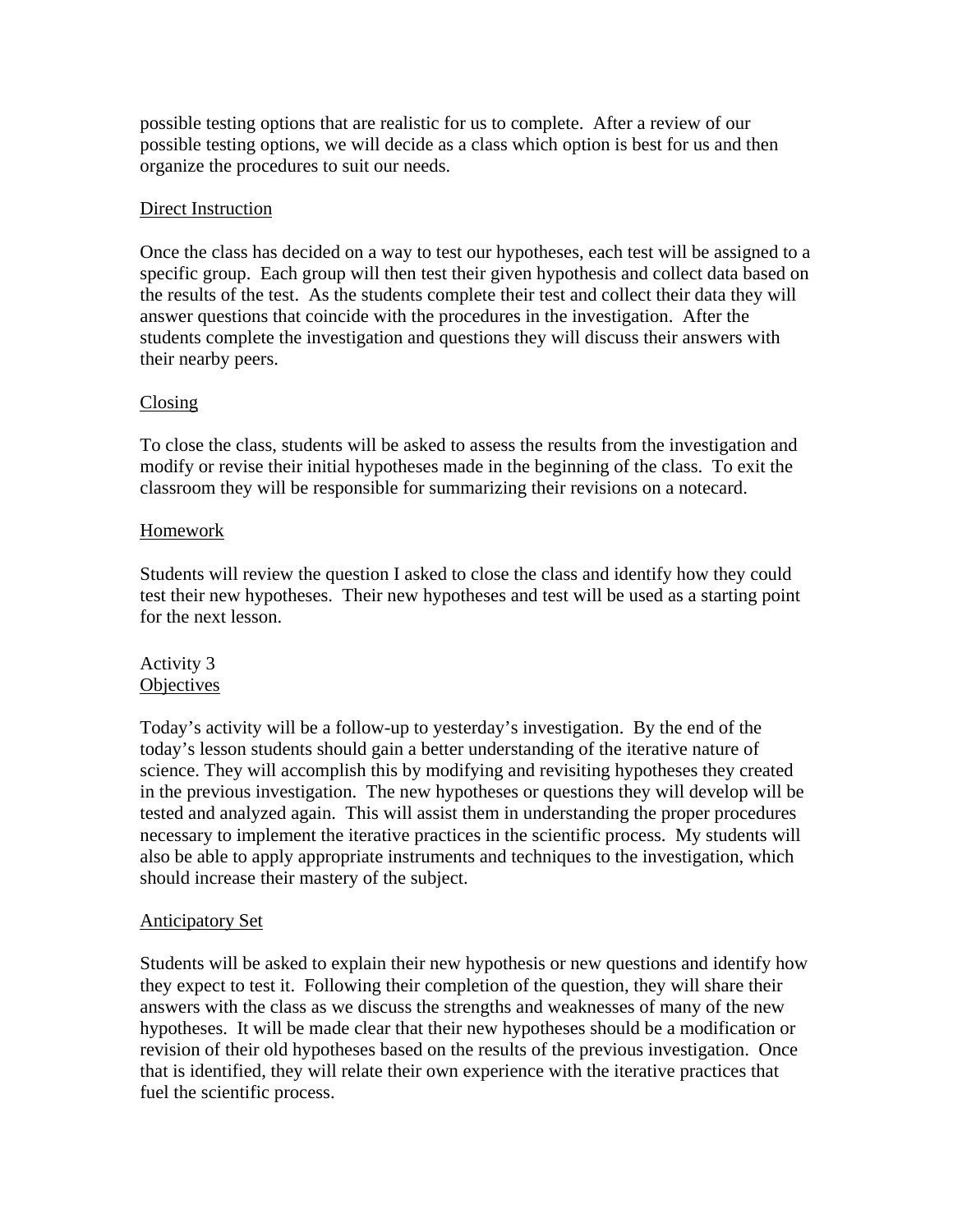possible testing options that are realistic for us to complete. After a review of our possible testing options, we will decide as a class which option is best for us and then organize the procedures to suit our needs.

<u>Direct Instruction</u>

Once the class has decided on a way to test our hypotheses, each test will be assigned to a specific group. Each group will then test their given hypothesis and collect data based on the results of the test. As the students complete their test and collect their data they will answer questions that coincide with the procedures in the investigation. After the students complete the investigation and questions they will discuss their answers with their nearby peers.

<u>Closing</u>

To close the class, students will be asked to assess the results from the investigation and modify or revise their initial hypotheses made in the beginning of the class. To exit the classroom they will be responsible for summarizing their revisions on a notecard.

<u>Homework</u>

Students will review the question I asked to close the class and identify how they could test their new hypotheses. Their new hypotheses and test will be used as a starting point for the next lesson.

Activity 3
<u>Objectives</u>

Today's activity will be a follow-up to yesterday's investigation. By the end of the today's lesson students should gain a better understanding of the iterative nature of science. They will accomplish this by modifying and revisiting hypotheses they created in the previous investigation. The new hypotheses or questions they will develop will be tested and analyzed again. This will assist them in understanding the proper procedures necessary to implement the iterative practices in the scientific process. My students will also be able to apply appropriate instruments and techniques to the investigation, which should increase their mastery of the subject.

<u>Anticipatory Set</u>

Students will be asked to explain their new hypothesis or new questions and identify how they expect to test it. Following their completion of the question, they will share their answers with the class as we discuss the strengths and weaknesses of many of the new hypotheses. It will be made clear that their new hypotheses should be a modification or revision of their old hypotheses based on the results of the previous investigation. Once that is identified, they will relate their own experience with the iterative practices that fuel the scientific process.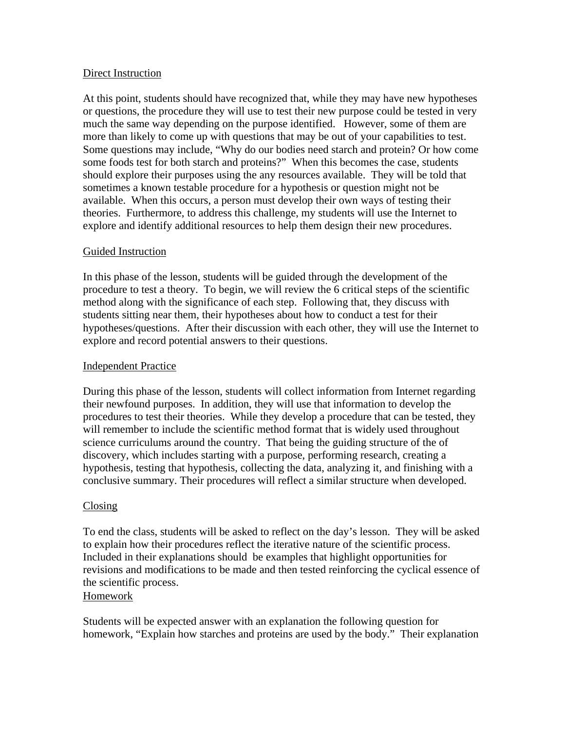Direct Instruction

At this point, students should have recognized that, while they may have new hypotheses or questions, the procedure they will use to test their new purpose could be tested in very much the same way depending on the purpose identified. However, some of them are more than likely to come up with questions that may be out of your capabilities to test. Some questions may include, "Why do our bodies need starch and protein? Or how come some foods test for both starch and proteins?" When this becomes the case, students should explore their purposes using the any resources available. They will be told that sometimes a known testable procedure for a hypothesis or question might not be available. When this occurs, a person must develop their own ways of testing their theories. Furthermore, to address this challenge, my students will use the Internet to explore and identify additional resources to help them design their new procedures.

Guided Instruction

In this phase of the lesson, students will be guided through the development of the procedure to test a theory. To begin, we will review the 6 critical steps of the scientific method along with the significance of each step. Following that, they discuss with students sitting near them, their hypotheses about how to conduct a test for their hypotheses/questions. After their discussion with each other, they will use the Internet to explore and record potential answers to their questions.

Independent Practice

During this phase of the lesson, students will collect information from Internet regarding their newfound purposes. In addition, they will use that information to develop the procedures to test their theories. While they develop a procedure that can be tested, they will remember to include the scientific method format that is widely used throughout science curriculums around the country. That being the guiding structure of the of discovery, which includes starting with a purpose, performing research, creating a hypothesis, testing that hypothesis, collecting the data, analyzing it, and finishing with a conclusive summary. Their procedures will reflect a similar structure when developed.

Closing

To end the class, students will be asked to reflect on the day's lesson. They will be asked to explain how their procedures reflect the iterative nature of the scientific process. Included in their explanations should be examples that highlight opportunities for revisions and modifications to be made and then tested reinforcing the cyclical essence of the scientific process.

Homework

Students will be expected answer with an explanation the following question for homework, "Explain how starches and proteins are used by the body." Their explanation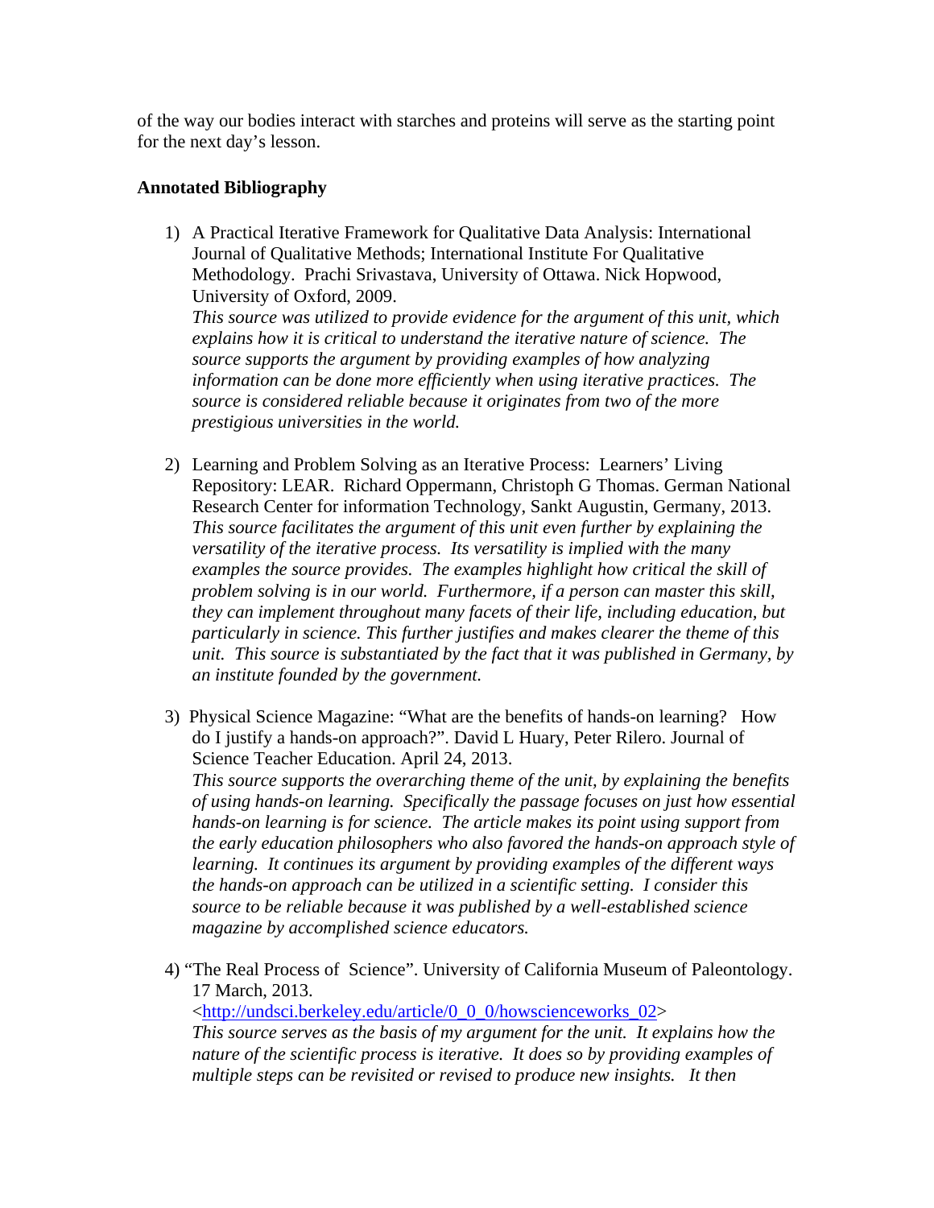of the way our bodies interact with starches and proteins will serve as the starting point for the next day's lesson.

**Annotated Bibliography**

1) A Practical Iterative Framework for Qualitative Data Analysis: International Journal of Qualitative Methods; International Institute For Qualitative Methodology. Prachi Srivastava, University of Ottawa. Nick Hopwood, University of Oxford, 2009.
   *This source was utilized to provide evidence for the argument of this unit, which explains how it is critical to understand the iterative nature of science. The source supports the argument by providing examples of how analyzing information can be done more efficiently when using iterative practices. The source is considered reliable because it originates from two of the more prestigious universities in the world.*

2) Learning and Problem Solving as an Iterative Process: Learners' Living Repository: LEAR. Richard Oppermann, Christoph G Thomas. German National Research Center for information Technology, Sankt Augustin, Germany, 2013.
   *This source facilitates the argument of this unit even further by explaining the versatility of the iterative process. Its versatility is implied with the many examples the source provides. The examples highlight how critical the skill of problem solving is in our world. Furthermore, if a person can master this skill, they can implement throughout many facets of their life, including education, but particularly in science. This further justifies and makes clearer the theme of this unit. This source is substantiated by the fact that it was published in Germany, by an institute founded by the government.*

3) Physical Science Magazine: "What are the benefits of hands-on learning? How do I justify a hands-on approach?". David L Huary, Peter Rilero. Journal of Science Teacher Education. April 24, 2013.
   *This source supports the overarching theme of the unit, by explaining the benefits of using hands-on learning. Specifically the passage focuses on just how essential hands-on learning is for science. The article makes its point using support from the early education philosophers who also favored the hands-on approach style of learning. It continues its argument by providing examples of the different ways the hands-on approach can be utilized in a scientific setting. I consider this source to be reliable because it was published by a well-established science magazine by accomplished science educators.*

4) "The Real Process of Science". University of California Museum of Paleontology. 17 March, 2013.
   <http://undsci.berkeley.edu/article/0_0_0/howscienceworks_02>
   *This source serves as the basis of my argument for the unit. It explains how the nature of the scientific process is iterative. It does so by providing examples of multiple steps can be revisited or revised to produce new insights. It then*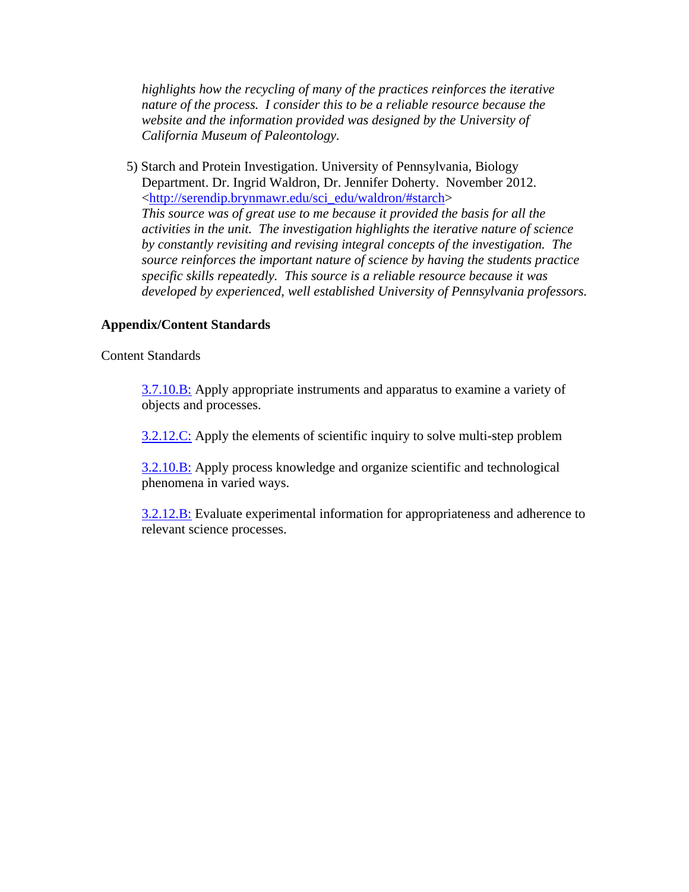*highlights how the recycling of many of the practices reinforces the iterative nature of the process. I consider this to be a reliable resource because the website and the information provided was designed by the University of California Museum of Paleontology.*

5) Starch and Protein Investigation. University of Pennsylvania, Biology Department. Dr. Ingrid Waldron, Dr. Jennifer Doherty. November 2012. <http://serendip.brynmawr.edu/sci_edu/waldron/#starch>
*This source was of great use to me because it provided the basis for all the activities in the unit. The investigation highlights the iterative nature of science by constantly revisiting and revising integral concepts of the investigation. The source reinforces the important nature of science by having the students practice specific skills repeatedly. This source is a reliable resource because it was developed by experienced, well established University of Pennsylvania professors.*

**Appendix/Content Standards**

Content Standards

3.7.10.B: Apply appropriate instruments and apparatus to examine a variety of objects and processes.

3.2.12.C: Apply the elements of scientific inquiry to solve multi-step problem

3.2.10.B: Apply process knowledge and organize scientific and technological phenomena in varied ways.

3.2.12.B: Evaluate experimental information for appropriateness and adherence to relevant science processes.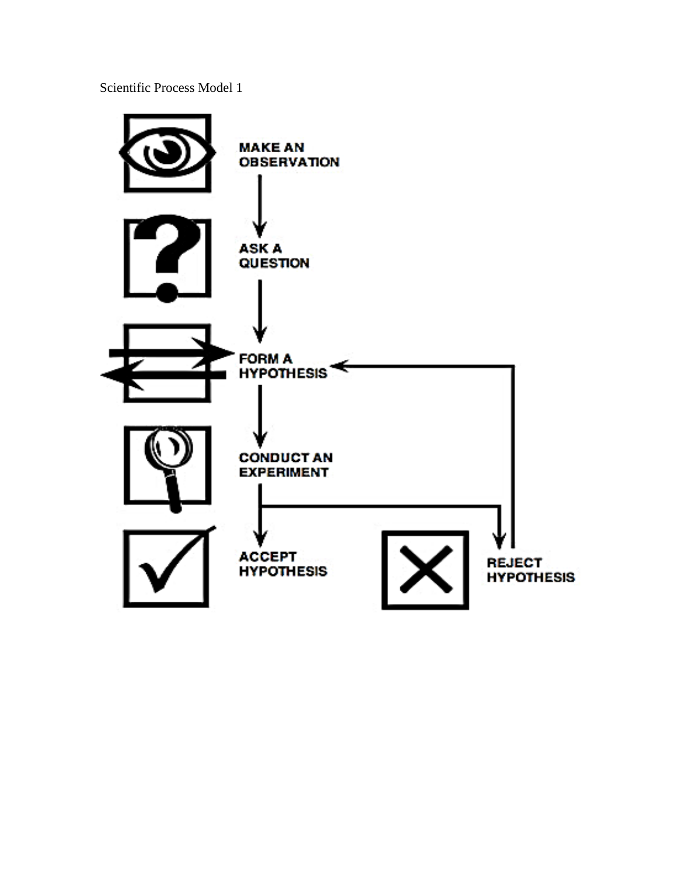Scientific Process Model 1

MAKE AN OBSERVATION

ASK A QUESTION

FORM A HYPOTHESIS

CONDUCT AN EXPERIMENT

ACCEPT HYPOTHESIS

REJECT HYPOTHESIS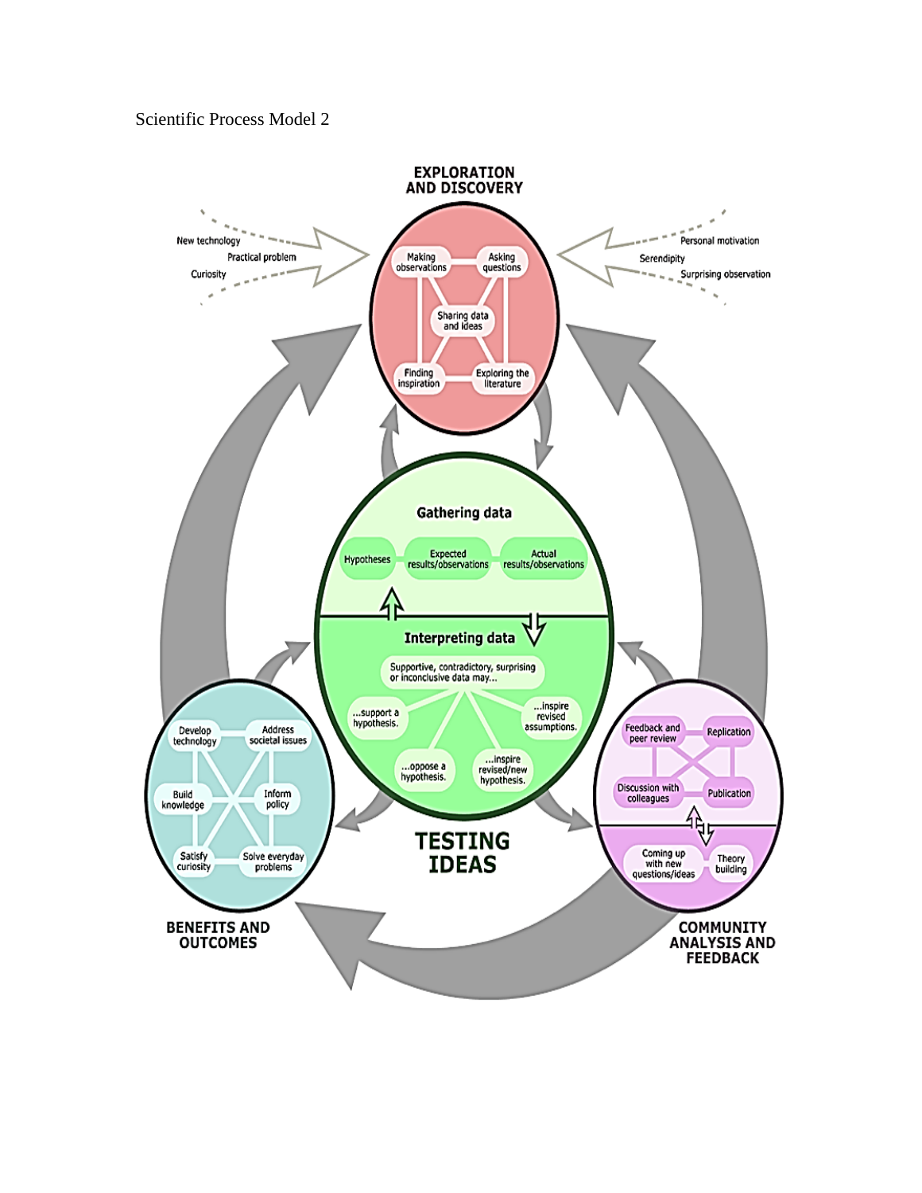Scientific Process Model 2

EXPLORATION AND DISCOVERY

New technology
Practical problem
Curiosity

Personal motivation
Serendipity
Surprising observation

Making observations
Asking questions
Sharing data and ideas
Finding inspiration
Exploring the literature

Gathering data

Hypotheses
Expected results/observations
Actual results/observations

Interpreting data

Supportive, contradictory, surprising or inconclusive data may...
...support a hypothesis.
...inspire revised assumptions.
...oppose a hypothesis.
...inspire revised/new hypothesis.

TESTING IDEAS

Develop technology
Address societal issues
Build knowledge
Inform policy
Satisfy curiosity
Solve everyday problems

BENEFITS AND OUTCOMES

Feedback and peer review
Replication
Discussion with colleagues
Publication
Coming up with new questions/ideas
Theory building

COMMUNITY ANALYSIS AND FEEDBACK